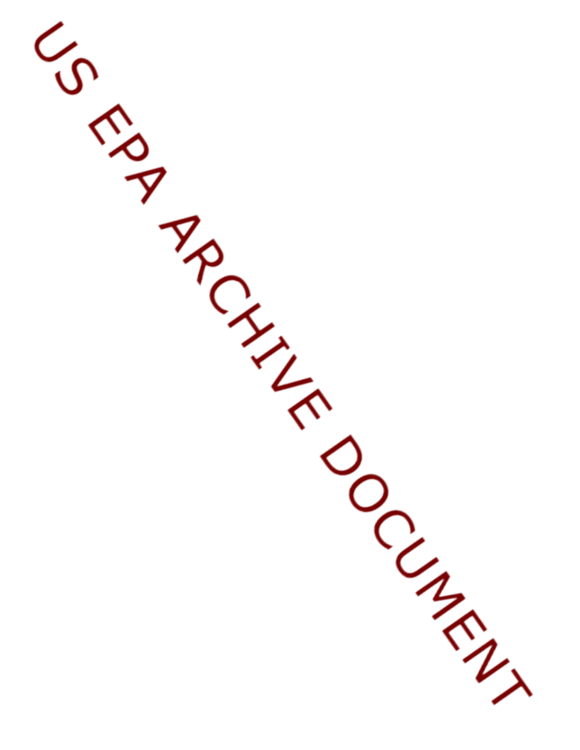US EPA ARCHIVE DOCUMENT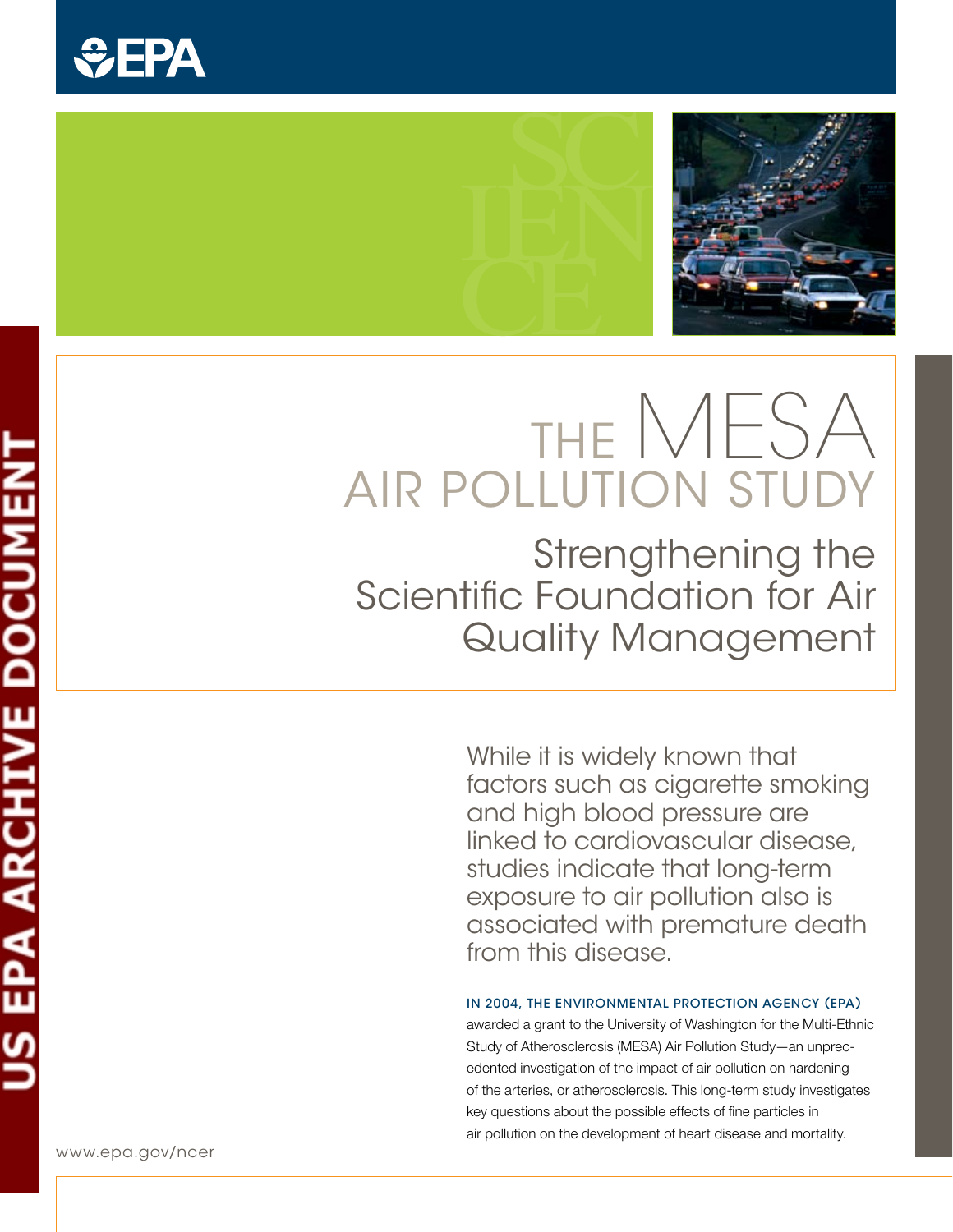# THE MESA AIR POLLUTION STUDY

## Strengthening the Scientific Foundation for Air Quality Management

While it is widely known that factors such as cigarette smoking and high blood pressure are linked to cardiovascular disease, studies indicate that long-term exposure to air pollution also is associated with premature death from this disease.

IN 2004, THE ENVIRONMENTAL PROTECTION AGENCY (EPA) awarded a grant to the University of Washington for the Multi-Ethnic Study of Atherosclerosis (MESA) Air Pollution Study—an unprecedented investigation of the impact of air pollution on hardening of the arteries, or atherosclerosis. This long-term study investigates key questions about the possible effects of fine particles in air pollution on the development of heart disease and mortality.

www.epa.gov/ncer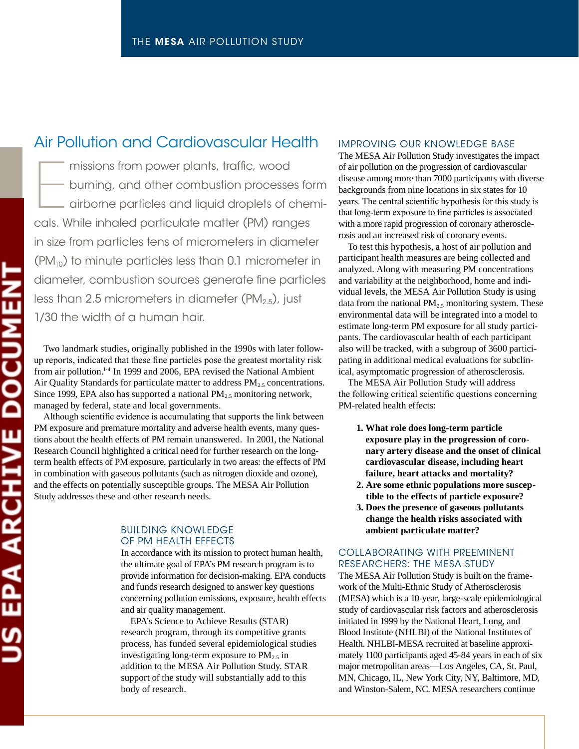## Air Pollution and Cardiovascular Health

Emissions from power plants, traffic, wood burning, and other combustion processes form airborne particles and liquid droplets of chemicals. While inhaled particulate matter (PM) ranges in size from particles tens of micrometers in diameter ($PM_{10}$) to minute particles less than 0.1 micrometer in diameter, combustion sources generate fine particles less than 2.5 micrometers in diameter ($PM_{2.5}$), just 1/30 the width of a human hair.

Two landmark studies, originally published in the 1990s with later follow-up reports, indicated that these fine particles pose the greatest mortality risk from air pollution.[1-4] In 1999 and 2006, EPA revised the National Ambient Air Quality Standards for particulate matter to address $PM_{2.5}$ concentrations. Since 1999, EPA also has supported a national $PM_{2.5}$ monitoring network, managed by federal, state and local governments.

Although scientific evidence is accumulating that supports the link between PM exposure and premature mortality and adverse health events, many questions about the health effects of PM remain unanswered. In 2001, the National Research Council highlighted a critical need for further research on the long-term health effects of PM exposure, particularly in two areas: the effects of PM in combination with gaseous pollutants (such as nitrogen dioxide and ozone), and the effects on potentially susceptible groups. The MESA Air Pollution Study addresses these and other research needs.

### BUILDING KNOWLEDGE OF PM HEALTH EFFECTS

In accordance with its mission to protect human health, the ultimate goal of EPA's PM research program is to provide information for decision-making. EPA conducts and funds research designed to answer key questions concerning pollution emissions, exposure, health effects and air quality management.

EPA's Science to Achieve Results (STAR) research program, through its competitive grants process, has funded several epidemiological studies investigating long-term exposure to $PM_{2.5}$ in addition to the MESA Air Pollution Study. STAR support of the study will substantially add to this body of research.

### IMPROVING OUR KNOWLEDGE BASE

The MESA Air Pollution Study investigates the impact of air pollution on the progression of cardiovascular disease among more than 7000 participants with diverse backgrounds from nine locations in six states for 10 years. The central scientific hypothesis for this study is that long-term exposure to fine particles is associated with a more rapid progression of coronary atherosclerosis and an increased risk of coronary events.

To test this hypothesis, a host of air pollution and participant health measures are being collected and analyzed. Along with measuring PM concentrations and variability at the neighborhood, home and individual levels, the MESA Air Pollution Study is using data from the national $PM_{2.5}$ monitoring system. These environmental data will be integrated into a model to estimate long-term PM exposure for all study participants. The cardiovascular health of each participant also will be tracked, with a subgroup of 3600 participating in additional medical evaluations for subclinical, asymptomatic progression of atherosclerosis.

The MESA Air Pollution Study will address the following critical scientific questions concerning PM-related health effects:

1. **What role does long-term particle exposure play in the progression of coronary artery disease and the onset of clinical cardiovascular disease, including heart failure, heart attacks and mortality?**
2. **Are some ethnic populations more susceptible to the effects of particle exposure?**
3. **Does the presence of gaseous pollutants change the health risks associated with ambient particulate matter?**

### COLLABORATING WITH PREEMINENT RESEARCHERS: THE MESA STUDY

The MESA Air Pollution Study is built on the framework of the Multi-Ethnic Study of Atherosclerosis (MESA) which is a 10-year, large-scale epidemiological study of cardiovascular risk factors and atherosclerosis initiated in 1999 by the National Heart, Lung, and Blood Institute (NHLBI) of the National Institutes of Health. NHLBI-MESA recruited at baseline approximately 1100 participants aged 45-84 years in each of six major metropolitan areas—Los Angeles, CA, St. Paul, MN, Chicago, IL, New York City, NY, Baltimore, MD, and Winston-Salem, NC. MESA researchers continue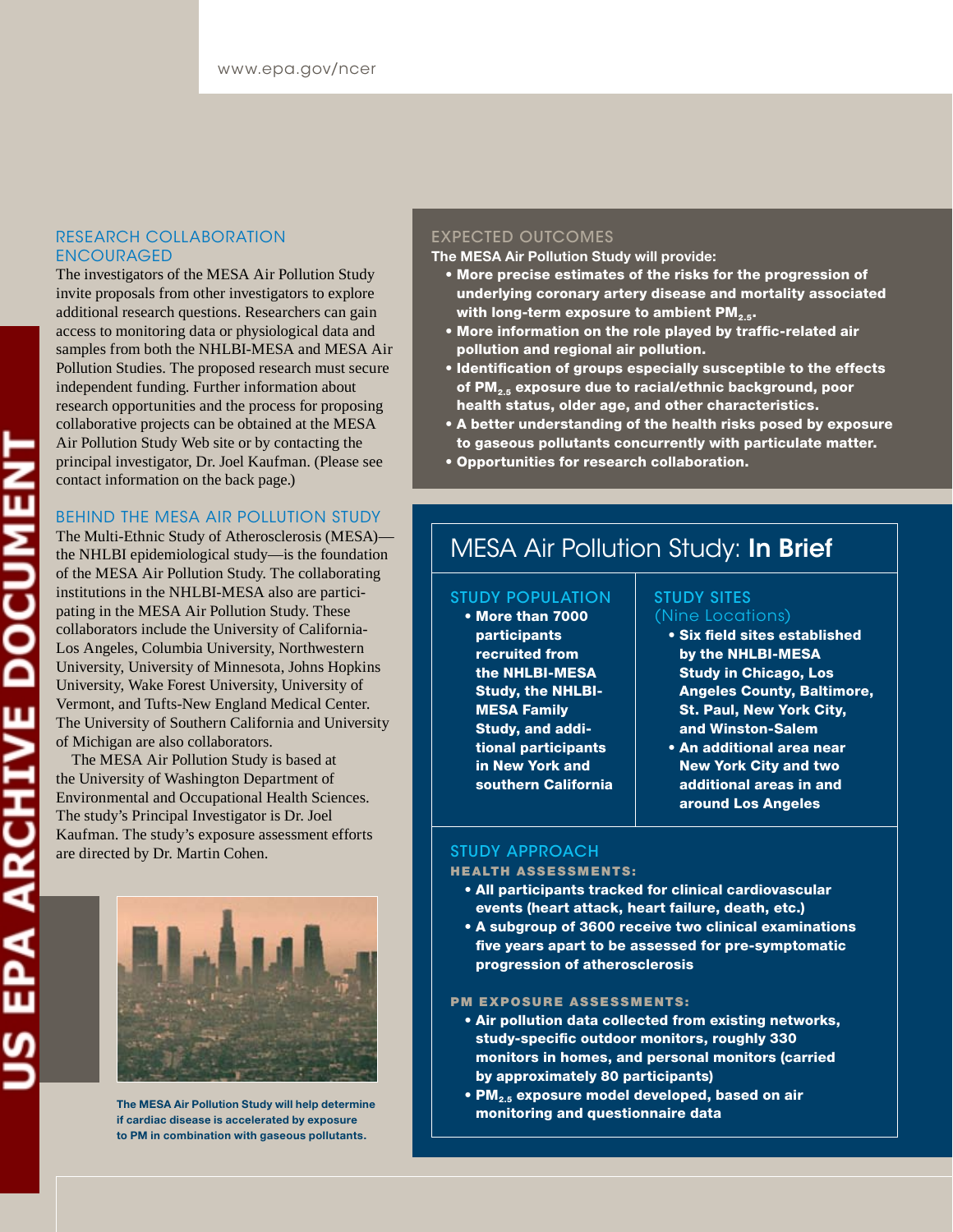## RESEARCH COLLABORATION ENCOURAGED

The investigators of the MESA Air Pollution Study invite proposals from other investigators to explore additional research questions. Researchers can gain access to monitoring data or physiological data and samples from both the NHLBI-MESA and MESA Air Pollution Studies. The proposed research must secure independent funding. Further information about research opportunities and the process for proposing collaborative projects can be obtained at the MESA Air Pollution Study Web site or by contacting the principal investigator, Dr. Joel Kaufman. (Please see contact information on the back page.)

## BEHIND THE MESA AIR POLLUTION STUDY

The Multi-Ethnic Study of Atherosclerosis (MESA)—the NHLBI epidemiological study—is the foundation of the MESA Air Pollution Study. The collaborating institutions in the NHLBI-MESA also are participating in the MESA Air Pollution Study. These collaborators include the University of California-Los Angeles, Columbia University, Northwestern University, University of Minnesota, Johns Hopkins University, Wake Forest University, University of Vermont, and Tufts-New England Medical Center. The University of Southern California and University of Michigan are also collaborators.

The MESA Air Pollution Study is based at the University of Washington Department of Environmental and Occupational Health Sciences. The study's Principal Investigator is Dr. Joel Kaufman. The study's exposure assessment efforts are directed by Dr. Martin Cohen.

**The MESA Air Pollution Study will help determine if cardiac disease is accelerated by exposure to PM in combination with gaseous pollutants.**

## EXPECTED OUTCOMES

**The MESA Air Pollution Study will provide:**

- **More precise estimates of the risks for the progression of underlying coronary artery disease and mortality associated with long-term exposure to ambient $PM_{2.5}$.**
- **More information on the role played by traffic-related air pollution and regional air pollution.**
- **Identification of groups especially susceptible to the effects of $PM_{2.5}$ exposure due to racial/ethnic background, poor health status, older age, and other characteristics.**
- **A better understanding of the health risks posed by exposure to gaseous pollutants concurrently with particulate matter.**
- **Opportunities for research collaboration.**

## MESA Air Pollution Study: **In Brief**

### STUDY POPULATION

- **More than 7000 participants recruited from the NHLBI-MESA Study, the NHLBI-MESA Family Study, and additional participants in New York and southern California**

### STUDY SITES (Nine Locations)

- **Six field sites established by the NHLBI-MESA Study in Chicago, Los Angeles County, Baltimore, St. Paul, New York City, and Winston-Salem**
- **An additional area near New York City and two additional areas in and around Los Angeles**

### STUDY APPROACH

#### HEALTH ASSESSMENTS:

- **All participants tracked for clinical cardiovascular events (heart attack, heart failure, death, etc.)**
- **A subgroup of 3600 receive two clinical examinations five years apart to be assessed for pre-symptomatic progression of atherosclerosis**

#### PM EXPOSURE ASSESSMENTS:

- **Air pollution data collected from existing networks, study-specific outdoor monitors, roughly 330 monitors in homes, and personal monitors (carried by approximately 80 participants)**
- **$PM_{2.5}$ exposure model developed, based on air monitoring and questionnaire data**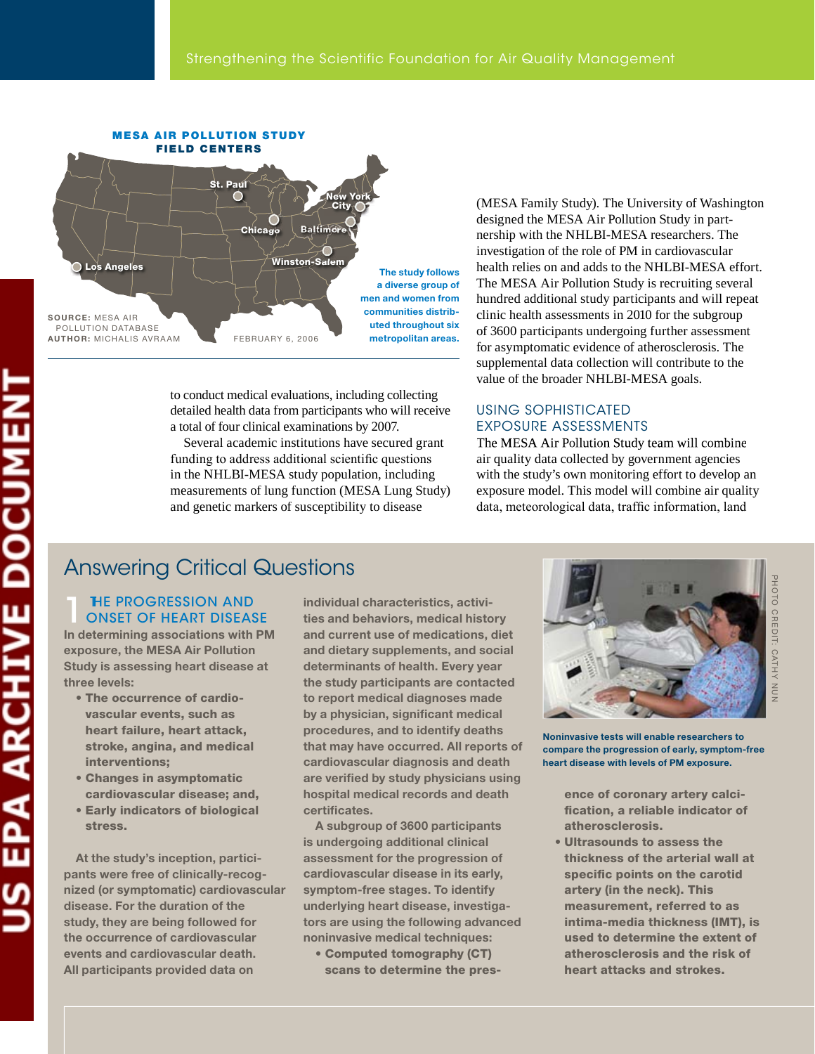### MESA AIR POLLUTION STUDY FIELD CENTERS

St. Paul · New York City · Chicago · Baltimore · Winston-Salem · Los Angeles

**SOURCE:** MESA AIR POLLUTION DATABASE
**AUTHOR:** MICHALIS AVRAAM
FEBRUARY 6, 2006

The study follows a diverse group of men and women from communities distributed throughout six metropolitan areas.

to conduct medical evaluations, including collecting detailed health data from participants who will receive a total of four clinical examinations by 2007.

Several academic institutions have secured grant funding to address additional scientific questions in the NHLBI-MESA study population, including measurements of lung function (MESA Lung Study) and genetic markers of susceptibility to disease (MESA Family Study). The University of Washington designed the MESA Air Pollution Study in partnership with the NHLBI-MESA researchers. The investigation of the role of PM in cardiovascular health relies on and adds to the NHLBI-MESA effort. The MESA Air Pollution Study is recruiting several hundred additional study participants and will repeat clinic health assessments in 2010 for the subgroup of 3600 participants undergoing further assessment for asymptomatic evidence of atherosclerosis. The supplemental data collection will contribute to the value of the broader NHLBI-MESA goals.

## USING SOPHISTICATED EXPOSURE ASSESSMENTS

The MESA Air Pollution Study team will combine air quality data collected by government agencies with the study's own monitoring effort to develop an exposure model. This model will combine air quality data, meteorological data, traffic information, land

## Answering Critical Questions

### 1 THE PROGRESSION AND ONSET OF HEART DISEASE

**In determining associations with PM exposure, the MESA Air Pollution Study is assessing heart disease at three levels:**

- **The occurrence of cardiovascular events, such as heart failure, heart attack, stroke, angina, and medical interventions;**
- **Changes in asymptomatic cardiovascular disease; and,**
- **Early indicators of biological stress.**

**At the study's inception, participants were free of clinically-recognized (or symptomatic) cardiovascular disease. For the duration of the study, they are being followed for the occurrence of cardiovascular events and cardiovascular death. All participants provided data on individual characteristics, activities and behaviors, medical history and current use of medications, diet and dietary supplements, and social determinants of health. Every year the study participants are contacted to report medical diagnoses made by a physician, significant medical procedures, and to identify deaths that may have occurred. All reports of cardiovascular diagnosis and death are verified by study physicians using hospital medical records and death certificates.**

**A subgroup of 3600 participants is undergoing additional clinical assessment for the progression of cardiovascular disease in its early, symptom-free stages. To identify underlying heart disease, investigators are using the following advanced noninvasive medical techniques:**

- **Computed tomography (CT) scans to determine the presence of coronary artery calcification, a reliable indicator of atherosclerosis.**
- **Ultrasounds to assess the thickness of the arterial wall at specific points on the carotid artery (in the neck). This measurement, referred to as intima-media thickness (IMT), is used to determine the extent of atherosclerosis and the risk of heart attacks and strokes.**

PHOTO CREDIT: CATHY NUN

Noninvasive tests will enable researchers to compare the progression of early, symptom-free heart disease with levels of PM exposure.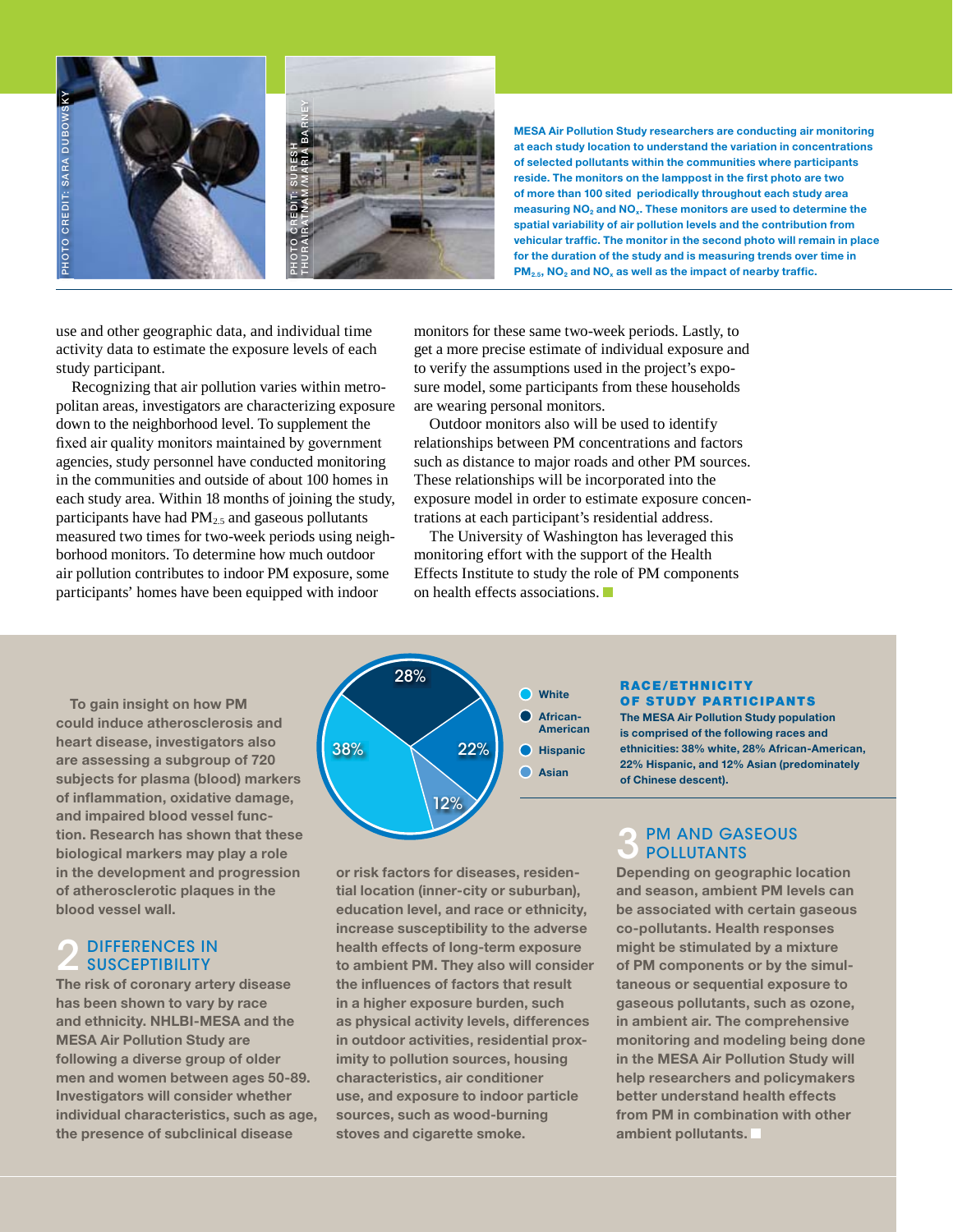PHOTO CREDIT: SARA DUBOWSKY

PHOTO CREDIT: SURESH THURAIRATNAM/MARIA BARNEY

**MESA Air Pollution Study researchers are conducting air monitoring at each study location to understand the variation in concentrations of selected pollutants within the communities where participants reside. The monitors on the lamppost in the first photo are two of more than 100 sited periodically throughout each study area measuring $NO_2$ and $NO_x$. These monitors are used to determine the spatial variability of air pollution levels and the contribution from vehicular traffic. The monitor in the second photo will remain in place for the duration of the study and is measuring trends over time in $PM_{2.5}$, $NO_2$ and $NO_x$ as well as the impact of nearby traffic.**

use and other geographic data, and individual time activity data to estimate the exposure levels of each study participant.

Recognizing that air pollution varies within metropolitan areas, investigators are characterizing exposure down to the neighborhood level. To supplement the fixed air quality monitors maintained by government agencies, study personnel have conducted monitoring in the communities and outside of about 100 homes in each study area. Within 18 months of joining the study, participants have had $PM_{2.5}$ and gaseous pollutants measured two times for two-week periods using neighborhood monitors. To determine how much outdoor air pollution contributes to indoor PM exposure, some participants' homes have been equipped with indoor monitors for these same two-week periods. Lastly, to get a more precise estimate of individual exposure and to verify the assumptions used in the project's exposure model, some participants from these households are wearing personal monitors.

Outdoor monitors also will be used to identify relationships between PM concentrations and factors such as distance to major roads and other PM sources. These relationships will be incorporated into the exposure model in order to estimate exposure concentrations at each participant's residential address.

The University of Washington has leveraged this monitoring effort with the support of the Health Effects Institute to study the role of PM components on health effects associations.

To gain insight on how PM could induce atherosclerosis and heart disease, investigators also are assessing a subgroup of 720 subjects for plasma (blood) markers of inflammation, oxidative damage, and impaired blood vessel function. Research has shown that these biological markers may play a role in the development and progression of atherosclerotic plaques in the blood vessel wall.

## 2 DIFFERENCES IN SUSCEPTIBILITY

The risk of coronary artery disease has been shown to vary by race and ethnicity. NHLBI-MESA and the MESA Air Pollution Study are following a diverse group of older men and women between ages 50-89. Investigators will consider whether individual characteristics, such as age, the presence of subclinical disease or risk factors for diseases, residential location (inner-city or suburban), education level, and race or ethnicity, increase susceptibility to the adverse health effects of long-term exposure to ambient PM. They also will consider the influences of factors that result in a higher exposure burden, such as physical activity levels, differences in outdoor activities, residential proximity to pollution sources, housing characteristics, air conditioner use, and exposure to indoor particle sources, such as wood-burning stoves and cigarette smoke.

| Group | Percent |
|---|---|
| White | 38% |
| African-American | 28% |
| Hispanic | 22% |
| Asian | 12% |

**RACE/ETHNICITY OF STUDY PARTICIPANTS**

**The MESA Air Pollution Study population is comprised of the following races and ethnicities: 38% white, 28% African-American, 22% Hispanic, and 12% Asian (predominately of Chinese descent).**

## 3 PM AND GASEOUS POLLUTANTS

Depending on geographic location and season, ambient PM levels can be associated with certain gaseous co-pollutants. Health responses might be stimulated by a mixture of PM components or by the simultaneous or sequential exposure to gaseous pollutants, such as ozone, in ambient air. The comprehensive monitoring and modeling being done in the MESA Air Pollution Study will help researchers and policymakers better understand health effects from PM in combination with other ambient pollutants.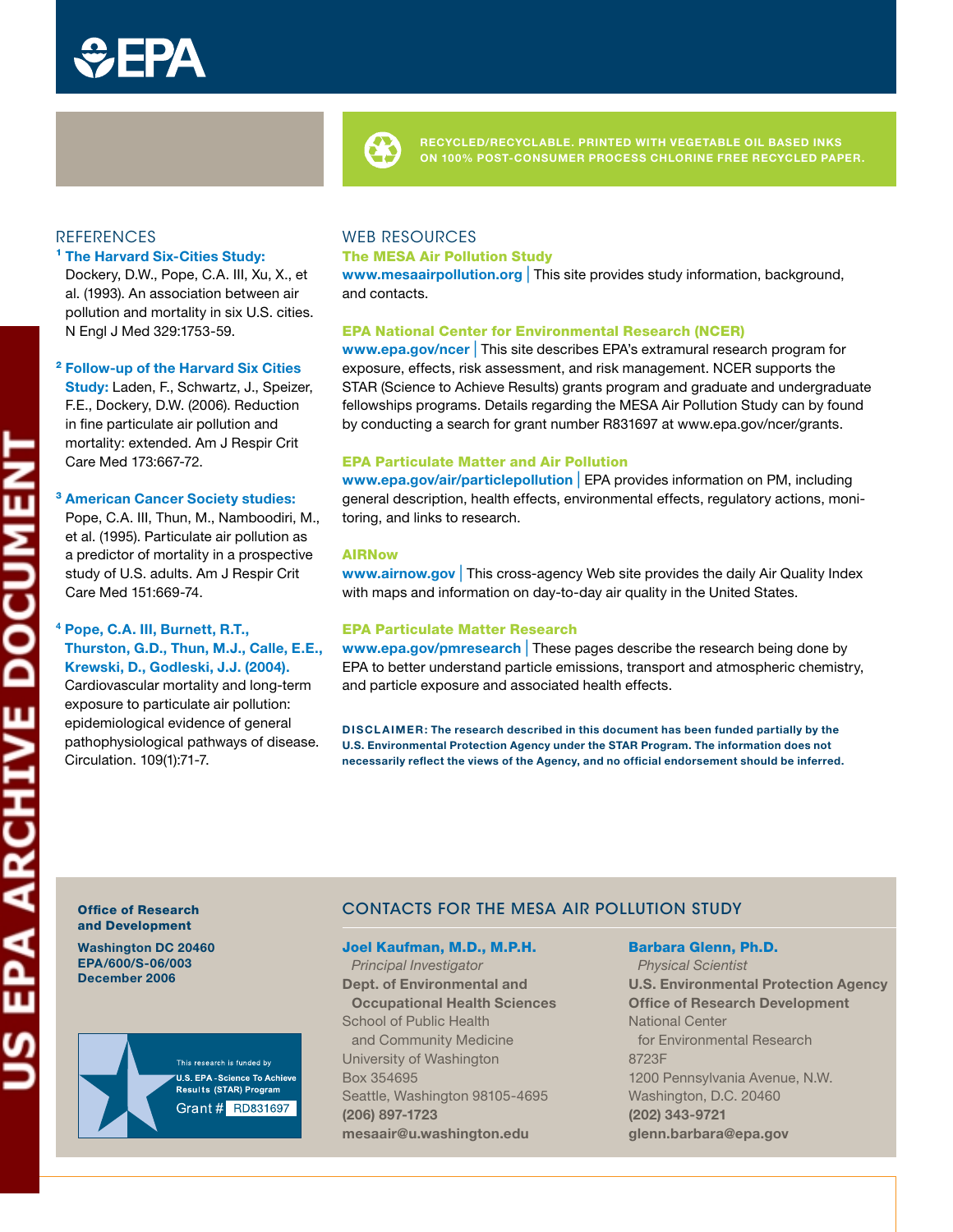RECYCLED/RECYCLABLE. PRINTED WITH VEGETABLE OIL BASED INKS ON 100% POST-CONSUMER PROCESS CHLORINE FREE RECYCLED PAPER.

## REFERENCES

[1] **The Harvard Six-Cities Study:** Dockery, D.W., Pope, C.A. III, Xu, X., et al. (1993). An association between air pollution and mortality in six U.S. cities. N Engl J Med 329:1753-59.

[2] **Follow-up of the Harvard Six Cities Study:** Laden, F., Schwartz, J., Speizer, F.E., Dockery, D.W. (2006). Reduction in fine particulate air pollution and mortality: extended. Am J Respir Crit Care Med 173:667-72.

[3] **American Cancer Society studies:** Pope, C.A. III, Thun, M., Namboodiri, M., et al. (1995). Particulate air pollution as a predictor of mortality in a prospective study of U.S. adults. Am J Respir Crit Care Med 151:669-74.

[4] **Pope, C.A. III, Burnett, R.T., Thurston, G.D., Thun, M.J., Calle, E.E., Krewski, D., Godleski, J.J. (2004).** Cardiovascular mortality and long-term exposure to particulate air pollution: epidemiological evidence of general pathophysiological pathways of disease. Circulation. 109(1):71-7.

## WEB RESOURCES

**The MESA Air Pollution Study**
**www.mesaairpollution.org** | This site provides study information, background, and contacts.

**EPA National Center for Environmental Research (NCER)**
**www.epa.gov/ncer** | This site describes EPA's extramural research program for exposure, effects, risk assessment, and risk management. NCER supports the STAR (Science to Achieve Results) grants program and graduate and undergraduate fellowships programs. Details regarding the MESA Air Pollution Study can by found by conducting a search for grant number R831697 at www.epa.gov/ncer/grants.

**EPA Particulate Matter and Air Pollution**
**www.epa.gov/air/particlepollution** | EPA provides information on PM, including general description, health effects, environmental effects, regulatory actions, monitoring, and links to research.

**AIRNow**
**www.airnow.gov** | This cross-agency Web site provides the daily Air Quality Index with maps and information on day-to-day air quality in the United States.

**EPA Particulate Matter Research**
**www.epa.gov/pmresearch** | These pages describe the research being done by EPA to better understand particle emissions, transport and atmospheric chemistry, and particle exposure and associated health effects.

**DISCLAIMER: The research described in this document has been funded partially by the U.S. Environmental Protection Agency under the STAR Program. The information does not necessarily reflect the views of the Agency, and no official endorsement should be inferred.**

**Office of Research and Development**

**Washington DC 20460**
**EPA/600/S-06/003**
**December 2006**

This research is funded by U.S. EPA - Science To Achieve Results (STAR) Program
Grant # RD831697

## CONTACTS FOR THE MESA AIR POLLUTION STUDY

**Joel Kaufman, M.D., M.P.H.**
*Principal Investigator*
**Dept. of Environmental and Occupational Health Sciences**
School of Public Health and Community Medicine
University of Washington
Box 354695
Seattle, Washington 98105-4695
**(206) 897-1723**
**mesaair@u.washington.edu**

**Barbara Glenn, Ph.D.**
*Physical Scientist*
**U.S. Environmental Protection Agency**
**Office of Research Development**
National Center for Environmental Research
8723F
1200 Pennsylvania Avenue, N.W.
Washington, D.C. 20460
**(202) 343-9721**
**glenn.barbara@epa.gov**

US EPA ARCHIVE DOCUMENT